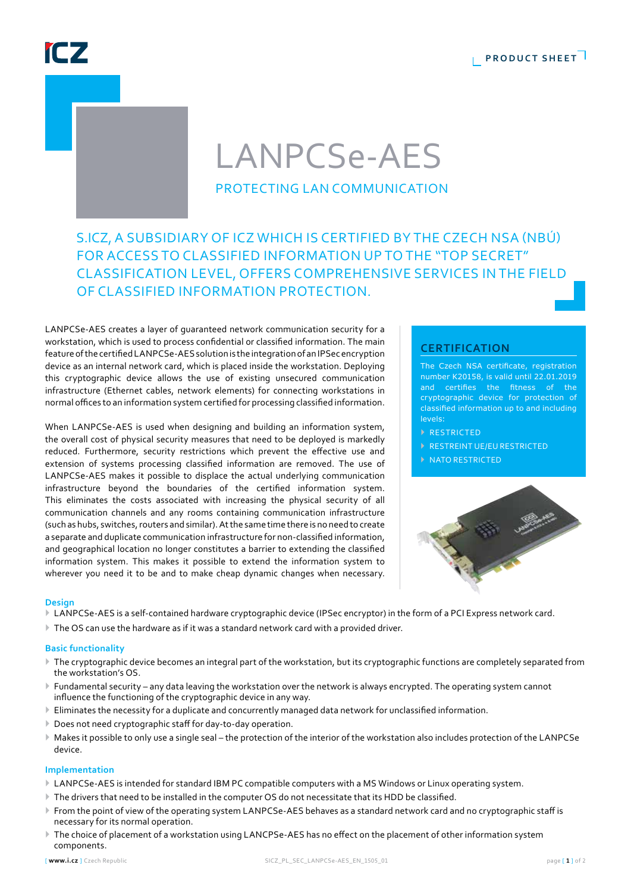# LANPCSe-AES

## PROTECTING LAN COMMUNICATION

S.ICZ, A SUBSIDIARY OF ICZ WHICH IS CERTIFIED BY THE CZECH NSA (NBÚ) FOR ACCESS TO CLASSIFIED INFORMATION UP TO THE "TOP SECRET" CLASSIFICATION LEVEL, OFFERS COMPREHENSIVE SERVICES IN THE FIELD OF CLASSIFIED INFORMATION PROTECTION.

LANPCSe-AES creates a layer of guaranteed network communication security for a workstation, which is used to process confidential or classified information. The main feature of the certified LANPCSe-AES solution is the integration of an IPSec encryption device as an internal network card, which is placed inside the workstation. Deploying this cryptographic device allows the use of existing unsecured communication infrastructure (Ethernet cables, network elements) for connecting workstations in normal offices to an information system certified for processing classified information.

When LANPCSe-AES is used when designing and building an information system, the overall cost of physical security measures that need to be deployed is markedly reduced. Furthermore, security restrictions which prevent the effective use and extension of systems processing classified information are removed. The use of LANPCSe-AES makes it possible to displace the actual underlying communication infrastructure beyond the boundaries of the certified information system. This eliminates the costs associated with increasing the physical security of all communication channels and any rooms containing communication infrastructure (such as hubs, switches, routers and similar). At the same time there is no need to create a separate and duplicate communication infrastructure for non-classified information, and geographical location no longer constitutes a barrier to extending the classified information system. This makes it possible to extend the information system to wherever you need it to be and to make cheap dynamic changes when necessary.

### CERTIFICATION

The Czech NSA certificate, registration number K20158, is valid until 22.01.2019 and certifies the fitness of the cryptographic device for protection of classified information up to and including levels:

- RESTRICTED
- RESTREINT UE/EU RESTRICTED
- NATO RESTRICTED

### Design

- LANPCSe-AES is a self-contained hardware cryptographic device (IPSec encryptor) in the form of a PCI Express network card.
- The OS can use the hardware as if it was a standard network card with a provided driver.

### Basic functionality

- The cryptographic device becomes an integral part of the workstation, but its cryptographic functions are completely separated from the workstation's OS.
- Fundamental security – any data leaving the workstation over the network is always encrypted. The operating system cannot influence the functioning of the cryptographic device in any way.
- Eliminates the necessity for a duplicate and concurrently managed data network for unclassified information.
- Does not need cryptographic staff for day-to-day operation.
- Makes it possible to only use a single seal – the protection of the interior of the workstation also includes protection of the LANPCSe device.

### Implementation

- LANPCSe-AES is intended for standard IBM PC compatible computers with a MS Windows or Linux operating system.
- The drivers that need to be installed in the computer OS do not necessitate that its HDD be classified.
- From the point of view of the operating system LANPCSe-AES behaves as a standard network card and no cryptographic staff is necessary for its normal operation.
- The choice of placement of a workstation using LANCPSe-AES has no effect on the placement of other information system components.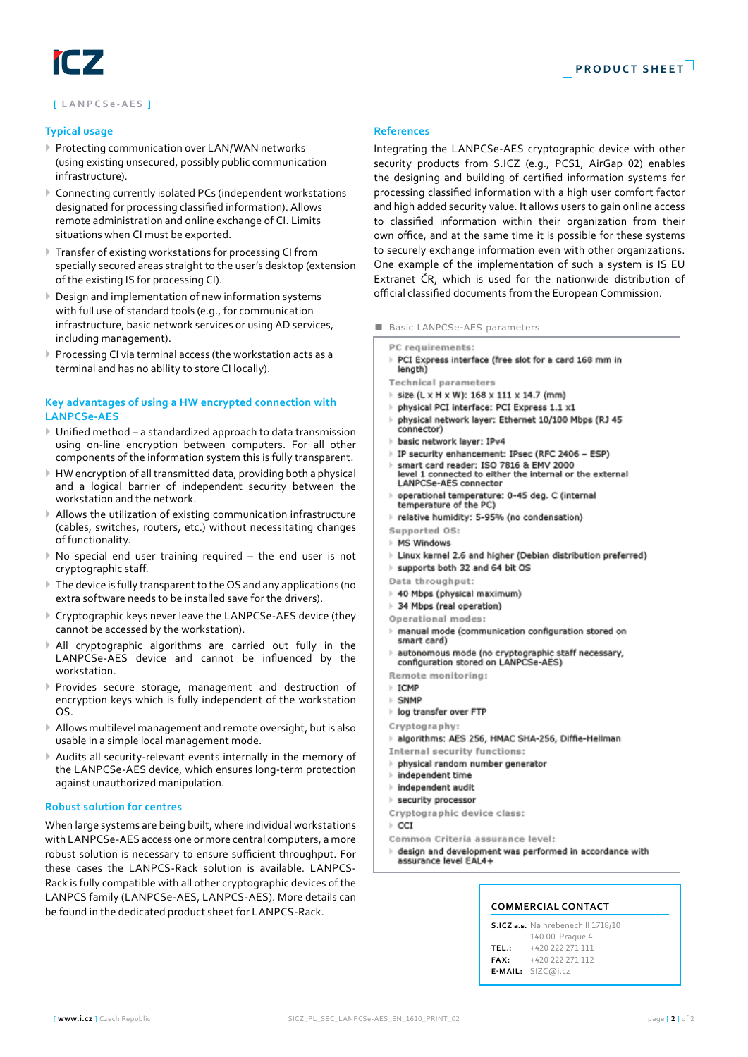[ LANPCSe-AES ]

## Typical usage

- Protecting communication over LAN/WAN networks (using existing unsecured, possibly public communication infrastructure).
- Connecting currently isolated PCs (independent workstations designated for processing classified information). Allows remote administration and online exchange of CI. Limits situations when CI must be exported.
- Transfer of existing workstations for processing CI from specially secured areas straight to the user's desktop (extension of the existing IS for processing CI).
- Design and implementation of new information systems with full use of standard tools (e.g., for communication infrastructure, basic network services or using AD services, including management).
- Processing CI via terminal access (the workstation acts as a terminal and has no ability to store CI locally).

## Key advantages of using a HW encrypted connection with LANPCSe-AES

- Unified method – a standardized approach to data transmission using on-line encryption between computers. For all other components of the information system this is fully transparent.
- HW encryption of all transmitted data, providing both a physical and a logical barrier of independent security between the workstation and the network.
- Allows the utilization of existing communication infrastructure (cables, switches, routers, etc.) without necessitating changes of functionality.
- No special end user training required – the end user is not cryptographic staff.
- The device is fully transparent to the OS and any applications (no extra software needs to be installed save for the drivers).
- Cryptographic keys never leave the LANPCSe-AES device (they cannot be accessed by the workstation).
- All cryptographic algorithms are carried out fully in the LANPCSe-AES device and cannot be influenced by the workstation.
- Provides secure storage, management and destruction of encryption keys which is fully independent of the workstation OS.
- Allows multilevel management and remote oversight, but is also usable in a simple local management mode.
- Audits all security-relevant events internally in the memory of the LANPCSe-AES device, which ensures long-term protection against unauthorized manipulation.

## Robust solution for centres

When large systems are being built, where individual workstations with LANPCSe-AES access one or more central computers, a more robust solution is necessary to ensure sufficient throughput. For these cases the LANPCS-Rack solution is available. LANPCS-Rack is fully compatible with all other cryptographic devices of the LANPCS family (LANPCSe-AES, LANPCS-AES). More details can be found in the dedicated product sheet for LANPCS-Rack.

## References

Integrating the LANPCSe-AES cryptographic device with other security products from S.ICZ (e.g., PCS1, AirGap 02) enables the designing and building of certified information systems for processing classified information with a high user comfort factor and high added security value. It allows users to gain online access to classified information within their organization from their own office, and at the same time it is possible for these systems to securely exchange information even with other organizations. One example of the implementation of such a system is IS EU Extranet ČR, which is used for the nationwide distribution of official classified documents from the European Commission.

### Basic LANPCSe-AES parameters

**PC requirements:**
- PCI Express interface (free slot for a card 168 mm in length)

**Technical parameters**
- size (L x H x W): 168 x 111 x 14.7 (mm)
- physical PCI interface: PCI Express 1.1 x1
- physical network layer: Ethernet 10/100 Mbps (RJ 45 connector)
- basic network layer: IPv4
- IP security enhancement: IPsec (RFC 2406 – ESP)
- smart card reader: ISO 7816 & EMV 2000 level 1 connected to either the internal or the external LANPCSe-AES connector
- operational temperature: 0-45 deg. C (internal temperature of the PC)
- relative humidity: 5-95% (no condensation)

**Supported OS:**
- MS Windows
- Linux kernel 2.6 and higher (Debian distribution preferred)
- supports both 32 and 64 bit OS

**Data throughput:**
- 40 Mbps (physical maximum)
- 34 Mbps (real operation)

**Operational modes:**
- manual mode (communication configuration stored on smart card)
- autonomous mode (no cryptographic staff necessary, configuration stored on LANPCSe-AES)

**Remote monitoring:**
- ICMP
- SNMP
- log transfer over FTP

**Cryptography:**
- algorithms: AES 256, HMAC SHA-256, Diffie-Hellman

**Internal security functions:**
- physical random number generator
- independent time
- independent audit
- security processor

**Cryptographic device class:**
- CCI

**Common Criteria assurance level:**
- design and development was performed in accordance with assurance level EAL4+

### COMMERCIAL CONTACT

**S.ICZ a.s.** Na hrebenech II 1718/10
140 00 Prague 4
**TEL.:** +420 222 271 111
**FAX:** +420 222 271 112
**E-MAIL:** SIZC@i.cz